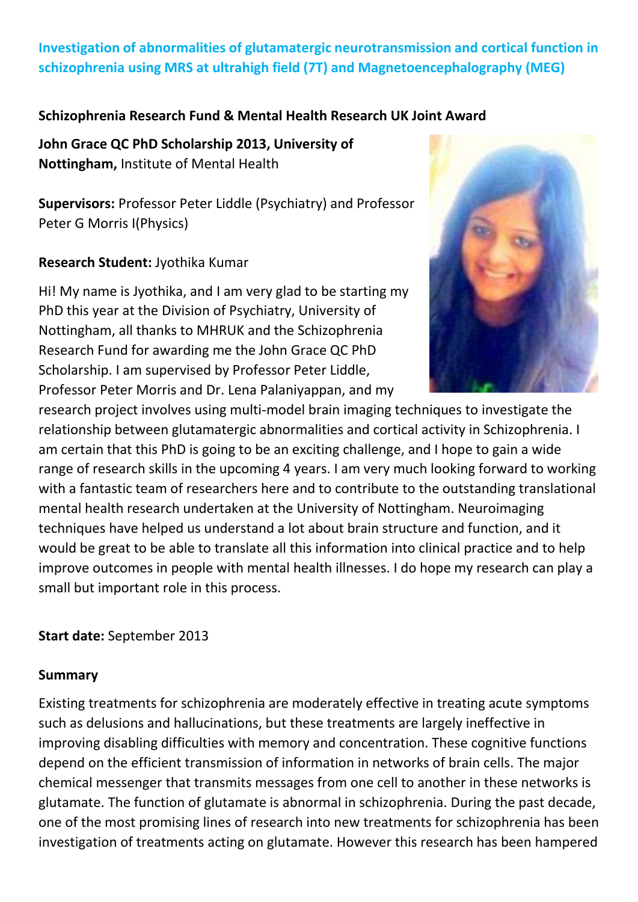## Investigation of abnormalities of glutamatergic neurotransmission and cortical function in schizophrenia using MRS at ultrahigh field (7T) and Magnetoencephalography (MEG)

**Schizophrenia Research Fund & Mental Health Research UK Joint Award**

**John Grace QC PhD Scholarship 2013, University of Nottingham,** Institute of Mental Health

**Supervisors:** Professor Peter Liddle (Psychiatry) and Professor Peter G Morris I(Physics)

**Research Student:** Jyothika Kumar

Hi! My name is Jyothika, and I am very glad to be starting my PhD this year at the Division of Psychiatry, University of Nottingham, all thanks to MHRUK and the Schizophrenia Research Fund for awarding me the John Grace QC PhD Scholarship. I am supervised by Professor Peter Liddle, Professor Peter Morris and Dr. Lena Palaniyappan, and my research project involves using multi-model brain imaging techniques to investigate the relationship between glutamatergic abnormalities and cortical activity in Schizophrenia. I am certain that this PhD is going to be an exciting challenge, and I hope to gain a wide range of research skills in the upcoming 4 years. I am very much looking forward to working with a fantastic team of researchers here and to contribute to the outstanding translational mental health research undertaken at the University of Nottingham. Neuroimaging techniques have helped us understand a lot about brain structure and function, and it would be great to be able to translate all this information into clinical practice and to help improve outcomes in people with mental health illnesses. I do hope my research can play a small but important role in this process.

**Start date:** September 2013

**Summary**

Existing treatments for schizophrenia are moderately effective in treating acute symptoms such as delusions and hallucinations, but these treatments are largely ineffective in improving disabling difficulties with memory and concentration. These cognitive functions depend on the efficient transmission of information in networks of brain cells. The major chemical messenger that transmits messages from one cell to another in these networks is glutamate. The function of glutamate is abnormal in schizophrenia. During the past decade, one of the most promising lines of research into new treatments for schizophrenia has been investigation of treatments acting on glutamate. However this research has been hampered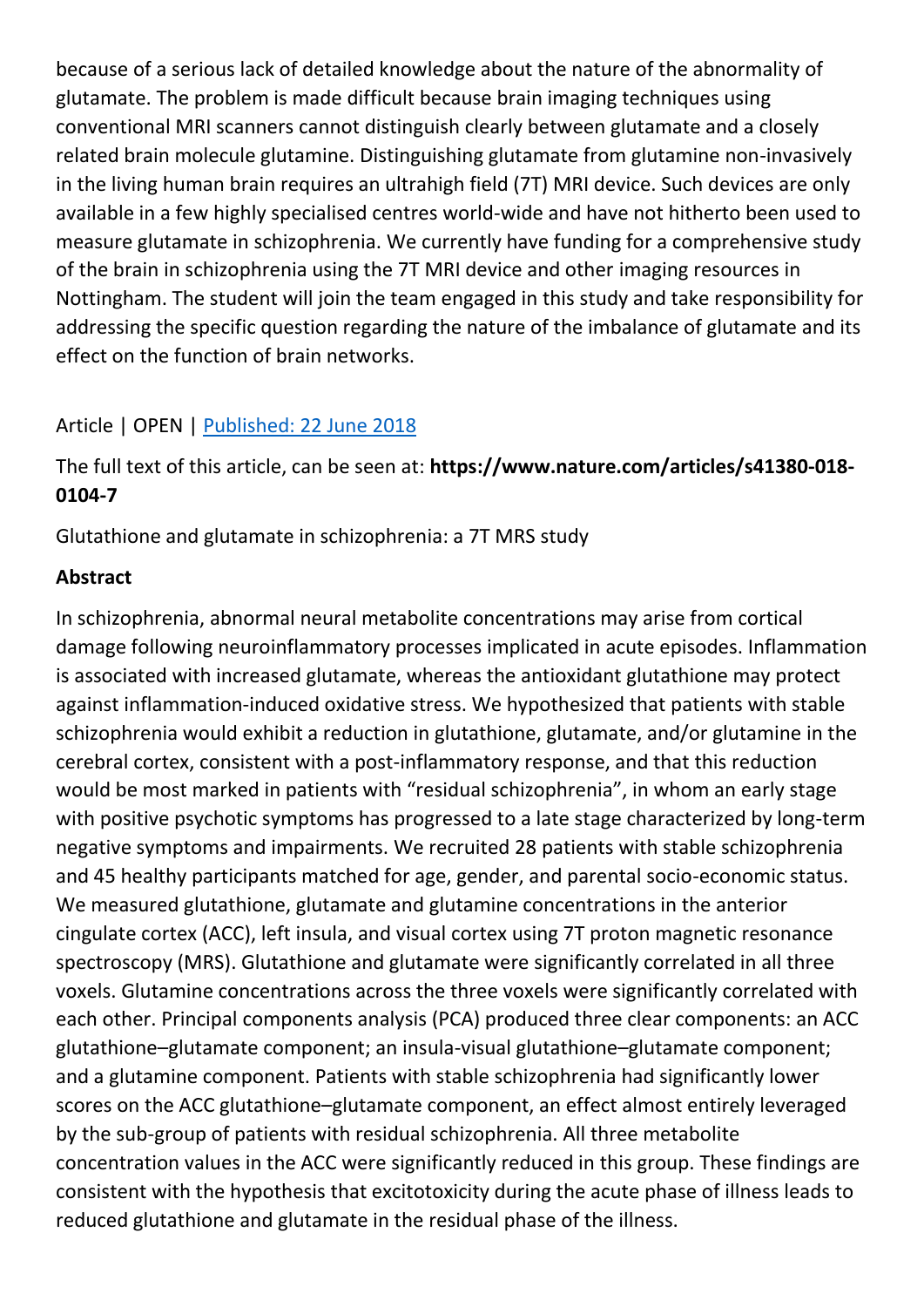because of a serious lack of detailed knowledge about the nature of the abnormality of glutamate. The problem is made difficult because brain imaging techniques using conventional MRI scanners cannot distinguish clearly between glutamate and a closely related brain molecule glutamine. Distinguishing glutamate from glutamine non-invasively in the living human brain requires an ultrahigh field (7T) MRI device. Such devices are only available in a few highly specialised centres world-wide and have not hitherto been used to measure glutamate in schizophrenia. We currently have funding for a comprehensive study of the brain in schizophrenia using the 7T MRI device and other imaging resources in Nottingham. The student will join the team engaged in this study and take responsibility for addressing the specific question regarding the nature of the imbalance of glutamate and its effect on the function of brain networks.

Article | OPEN | [Published: 22 June 2018]

The full text of this article, can be seen at: **https://www.nature.com/articles/s41380-018-0104-7**

Glutathione and glutamate in schizophrenia: a 7T MRS study

**Abstract**

In schizophrenia, abnormal neural metabolite concentrations may arise from cortical damage following neuroinflammatory processes implicated in acute episodes. Inflammation is associated with increased glutamate, whereas the antioxidant glutathione may protect against inflammation-induced oxidative stress. We hypothesized that patients with stable schizophrenia would exhibit a reduction in glutathione, glutamate, and/or glutamine in the cerebral cortex, consistent with a post-inflammatory response, and that this reduction would be most marked in patients with "residual schizophrenia", in whom an early stage with positive psychotic symptoms has progressed to a late stage characterized by long-term negative symptoms and impairments. We recruited 28 patients with stable schizophrenia and 45 healthy participants matched for age, gender, and parental socio-economic status. We measured glutathione, glutamate and glutamine concentrations in the anterior cingulate cortex (ACC), left insula, and visual cortex using 7T proton magnetic resonance spectroscopy (MRS). Glutathione and glutamate were significantly correlated in all three voxels. Glutamine concentrations across the three voxels were significantly correlated with each other. Principal components analysis (PCA) produced three clear components: an ACC glutathione–glutamate component; an insula-visual glutathione–glutamate component; and a glutamine component. Patients with stable schizophrenia had significantly lower scores on the ACC glutathione–glutamate component, an effect almost entirely leveraged by the sub-group of patients with residual schizophrenia. All three metabolite concentration values in the ACC were significantly reduced in this group. These findings are consistent with the hypothesis that excitotoxicity during the acute phase of illness leads to reduced glutathione and glutamate in the residual phase of the illness.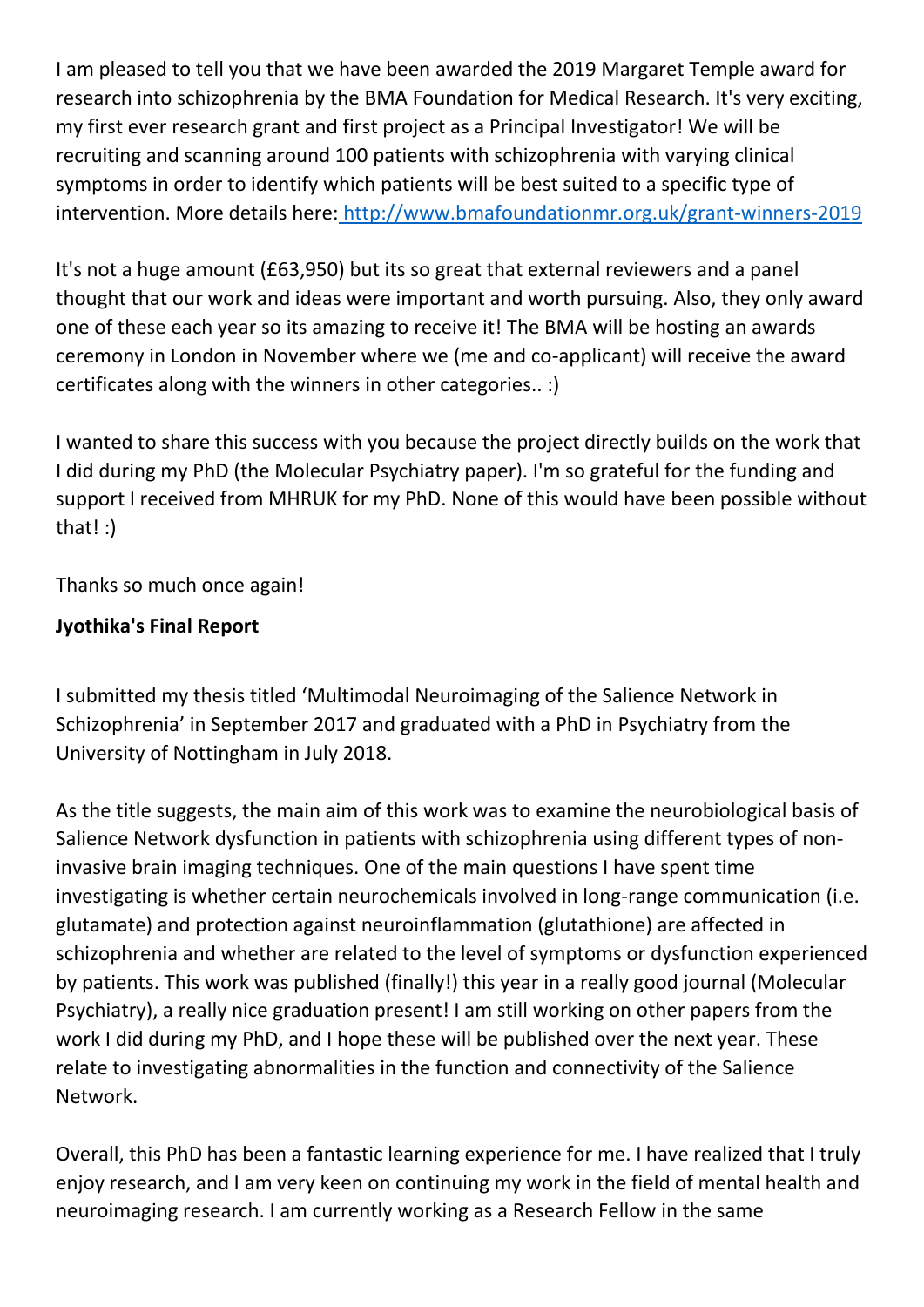I am pleased to tell you that we have been awarded the 2019 Margaret Temple award for research into schizophrenia by the BMA Foundation for Medical Research. It's very exciting, my first ever research grant and first project as a Principal Investigator! We will be recruiting and scanning around 100 patients with schizophrenia with varying clinical symptoms in order to identify which patients will be best suited to a specific type of intervention. More details here: http://www.bmafoundationmr.org.uk/grant-winners-2019

It's not a huge amount (£63,950) but its so great that external reviewers and a panel thought that our work and ideas were important and worth pursuing. Also, they only award one of these each year so its amazing to receive it! The BMA will be hosting an awards ceremony in London in November where we (me and co-applicant) will receive the award certificates along with the winners in other categories.. :)

I wanted to share this success with you because the project directly builds on the work that I did during my PhD (the Molecular Psychiatry paper). I'm so grateful for the funding and support I received from MHRUK for my PhD. None of this would have been possible without that! :)

Thanks so much once again!

**Jyothika's Final Report**

I submitted my thesis titled 'Multimodal Neuroimaging of the Salience Network in Schizophrenia' in September 2017 and graduated with a PhD in Psychiatry from the University of Nottingham in July 2018.

As the title suggests, the main aim of this work was to examine the neurobiological basis of Salience Network dysfunction in patients with schizophrenia using different types of non-invasive brain imaging techniques. One of the main questions I have spent time investigating is whether certain neurochemicals involved in long-range communication (i.e. glutamate) and protection against neuroinflammation (glutathione) are affected in schizophrenia and whether are related to the level of symptoms or dysfunction experienced by patients. This work was published (finally!) this year in a really good journal (Molecular Psychiatry), a really nice graduation present! I am still working on other papers from the work I did during my PhD, and I hope these will be published over the next year. These relate to investigating abnormalities in the function and connectivity of the Salience Network.

Overall, this PhD has been a fantastic learning experience for me. I have realized that I truly enjoy research, and I am very keen on continuing my work in the field of mental health and neuroimaging research. I am currently working as a Research Fellow in the same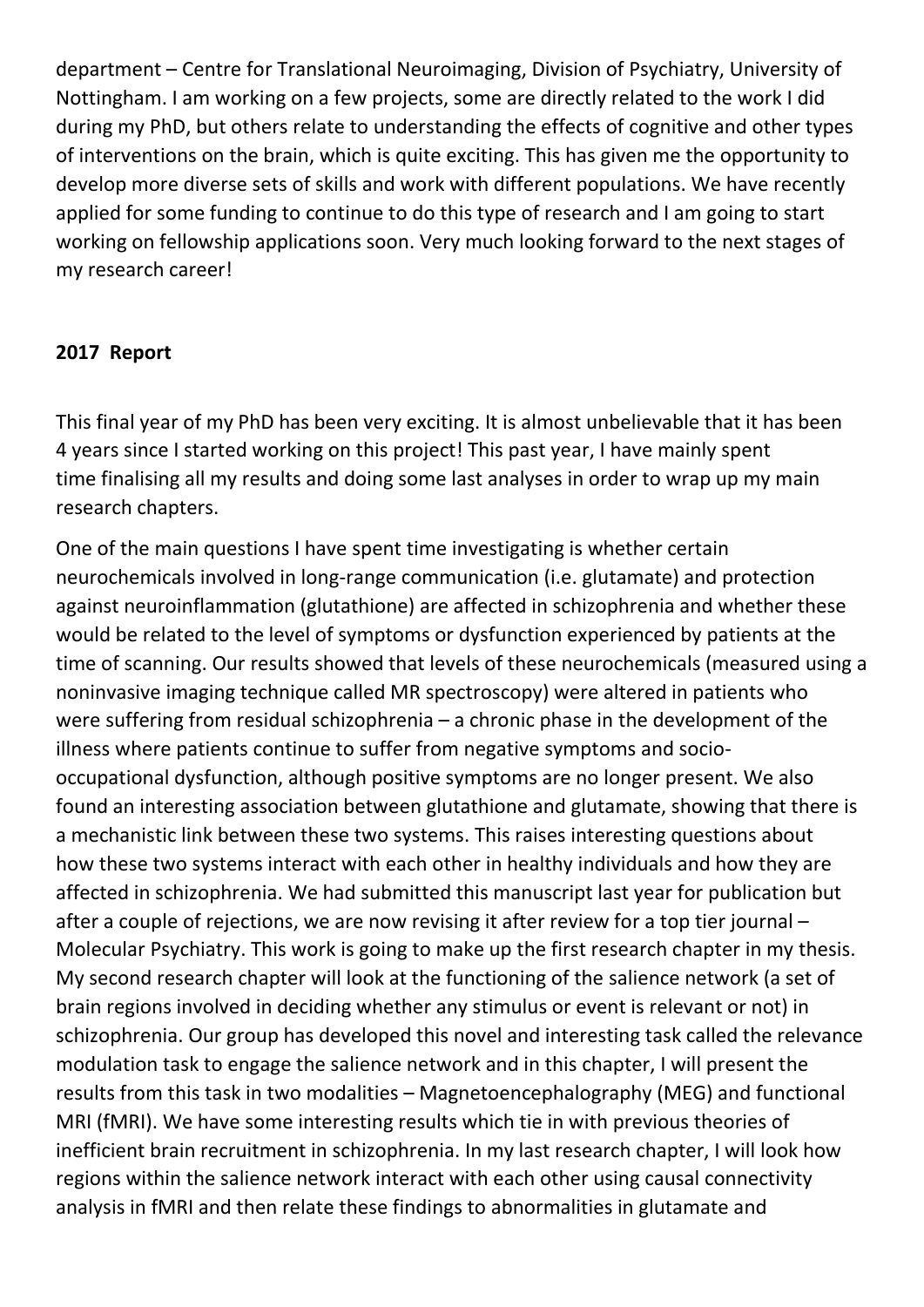department – Centre for Translational Neuroimaging, Division of Psychiatry, University of Nottingham. I am working on a few projects, some are directly related to the work I did during my PhD, but others relate to understanding the effects of cognitive and other types of interventions on the brain, which is quite exciting. This has given me the opportunity to develop more diverse sets of skills and work with different populations. We have recently applied for some funding to continue to do this type of research and I am going to start working on fellowship applications soon. Very much looking forward to the next stages of my research career!

**2017 Report**

This final year of my PhD has been very exciting. It is almost unbelievable that it has been 4 years since I started working on this project! This past year, I have mainly spent time finalising all my results and doing some last analyses in order to wrap up my main research chapters.

One of the main questions I have spent time investigating is whether certain neurochemicals involved in long-range communication (i.e. glutamate) and protection against neuroinflammation (glutathione) are affected in schizophrenia and whether these would be related to the level of symptoms or dysfunction experienced by patients at the time of scanning. Our results showed that levels of these neurochemicals (measured using a noninvasive imaging technique called MR spectroscopy) were altered in patients who were suffering from residual schizophrenia – a chronic phase in the development of the illness where patients continue to suffer from negative symptoms and socio-occupational dysfunction, although positive symptoms are no longer present. We also found an interesting association between glutathione and glutamate, showing that there is a mechanistic link between these two systems. This raises interesting questions about how these two systems interact with each other in healthy individuals and how they are affected in schizophrenia. We had submitted this manuscript last year for publication but after a couple of rejections, we are now revising it after review for a top tier journal – Molecular Psychiatry. This work is going to make up the first research chapter in my thesis. My second research chapter will look at the functioning of the salience network (a set of brain regions involved in deciding whether any stimulus or event is relevant or not) in schizophrenia. Our group has developed this novel and interesting task called the relevance modulation task to engage the salience network and in this chapter, I will present the results from this task in two modalities – Magnetoencephalography (MEG) and functional MRI (fMRI). We have some interesting results which tie in with previous theories of inefficient brain recruitment in schizophrenia. In my last research chapter, I will look how regions within the salience network interact with each other using causal connectivity analysis in fMRI and then relate these findings to abnormalities in glutamate and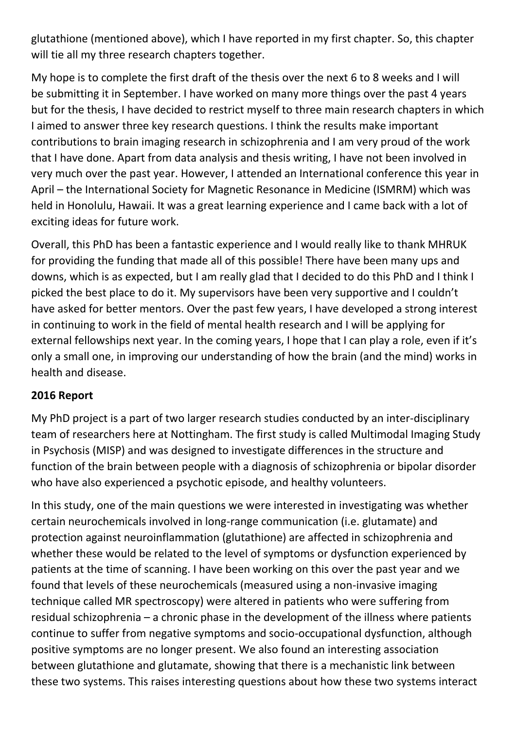glutathione (mentioned above), which I have reported in my first chapter. So, this chapter will tie all my three research chapters together.

My hope is to complete the first draft of the thesis over the next 6 to 8 weeks and I will be submitting it in September. I have worked on many more things over the past 4 years but for the thesis, I have decided to restrict myself to three main research chapters in which I aimed to answer three key research questions. I think the results make important contributions to brain imaging research in schizophrenia and I am very proud of the work that I have done. Apart from data analysis and thesis writing, I have not been involved in very much over the past year. However, I attended an International conference this year in April – the International Society for Magnetic Resonance in Medicine (ISMRM) which was held in Honolulu, Hawaii. It was a great learning experience and I came back with a lot of exciting ideas for future work.

Overall, this PhD has been a fantastic experience and I would really like to thank MHRUK for providing the funding that made all of this possible! There have been many ups and downs, which is as expected, but I am really glad that I decided to do this PhD and I think I picked the best place to do it. My supervisors have been very supportive and I couldn't have asked for better mentors. Over the past few years, I have developed a strong interest in continuing to work in the field of mental health research and I will be applying for external fellowships next year. In the coming years, I hope that I can play a role, even if it's only a small one, in improving our understanding of how the brain (and the mind) works in health and disease.

**2016 Report**

My PhD project is a part of two larger research studies conducted by an inter-disciplinary team of researchers here at Nottingham. The first study is called Multimodal Imaging Study in Psychosis (MISP) and was designed to investigate differences in the structure and function of the brain between people with a diagnosis of schizophrenia or bipolar disorder who have also experienced a psychotic episode, and healthy volunteers.

In this study, one of the main questions we were interested in investigating was whether certain neurochemicals involved in long-range communication (i.e. glutamate) and protection against neuroinflammation (glutathione) are affected in schizophrenia and whether these would be related to the level of symptoms or dysfunction experienced by patients at the time of scanning. I have been working on this over the past year and we found that levels of these neurochemicals (measured using a non-invasive imaging technique called MR spectroscopy) were altered in patients who were suffering from residual schizophrenia – a chronic phase in the development of the illness where patients continue to suffer from negative symptoms and socio-occupational dysfunction, although positive symptoms are no longer present. We also found an interesting association between glutathione and glutamate, showing that there is a mechanistic link between these two systems. This raises interesting questions about how these two systems interact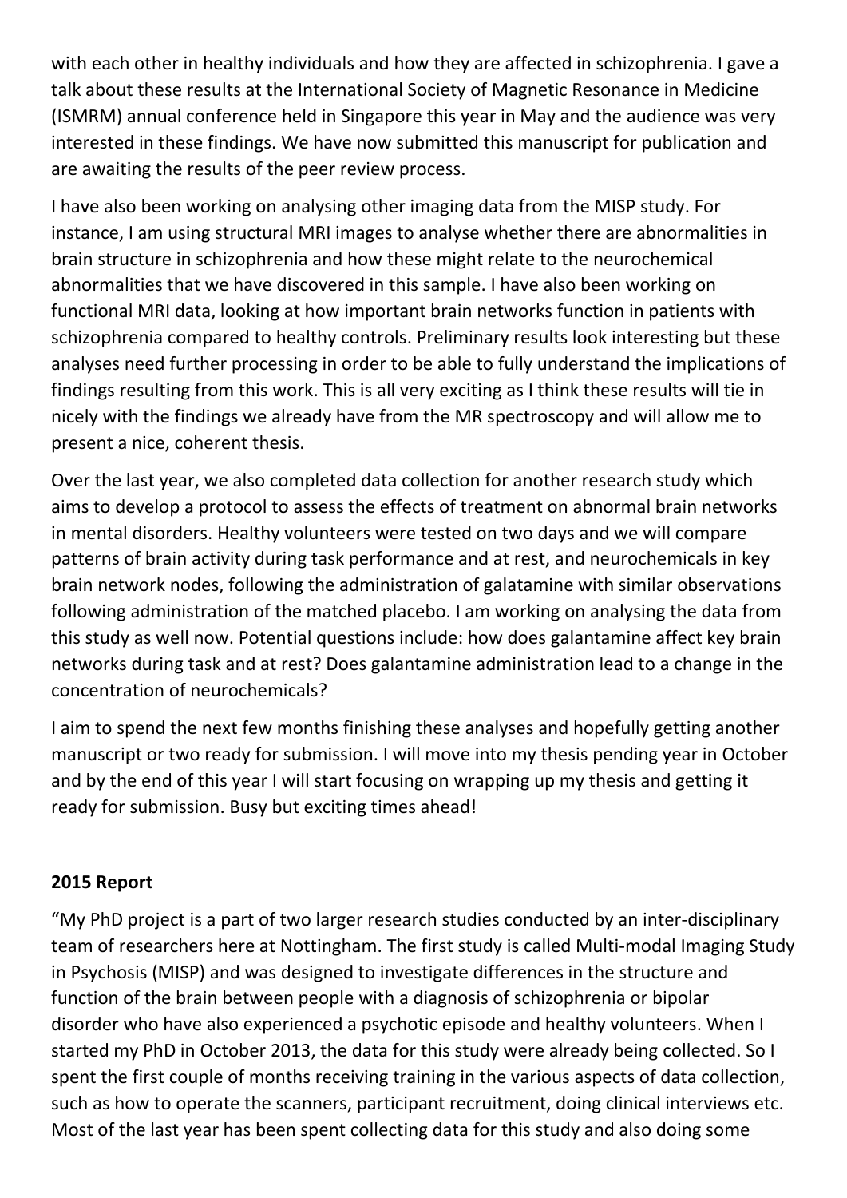with each other in healthy individuals and how they are affected in schizophrenia. I gave a talk about these results at the International Society of Magnetic Resonance in Medicine (ISMRM) annual conference held in Singapore this year in May and the audience was very interested in these findings. We have now submitted this manuscript for publication and are awaiting the results of the peer review process.

I have also been working on analysing other imaging data from the MISP study. For instance, I am using structural MRI images to analyse whether there are abnormalities in brain structure in schizophrenia and how these might relate to the neurochemical abnormalities that we have discovered in this sample. I have also been working on functional MRI data, looking at how important brain networks function in patients with schizophrenia compared to healthy controls. Preliminary results look interesting but these analyses need further processing in order to be able to fully understand the implications of findings resulting from this work. This is all very exciting as I think these results will tie in nicely with the findings we already have from the MR spectroscopy and will allow me to present a nice, coherent thesis.

Over the last year, we also completed data collection for another research study which aims to develop a protocol to assess the effects of treatment on abnormal brain networks in mental disorders. Healthy volunteers were tested on two days and we will compare patterns of brain activity during task performance and at rest, and neurochemicals in key brain network nodes, following the administration of galatamine with similar observations following administration of the matched placebo. I am working on analysing the data from this study as well now. Potential questions include: how does galantamine affect key brain networks during task and at rest? Does galantamine administration lead to a change in the concentration of neurochemicals?

I aim to spend the next few months finishing these analyses and hopefully getting another manuscript or two ready for submission. I will move into my thesis pending year in October and by the end of this year I will start focusing on wrapping up my thesis and getting it ready for submission. Busy but exciting times ahead!

**2015 Report**

"My PhD project is a part of two larger research studies conducted by an inter-disciplinary team of researchers here at Nottingham. The first study is called Multi-modal Imaging Study in Psychosis (MISP) and was designed to investigate differences in the structure and function of the brain between people with a diagnosis of schizophrenia or bipolar disorder who have also experienced a psychotic episode and healthy volunteers. When I started my PhD in October 2013, the data for this study were already being collected. So I spent the first couple of months receiving training in the various aspects of data collection, such as how to operate the scanners, participant recruitment, doing clinical interviews etc. Most of the last year has been spent collecting data for this study and also doing some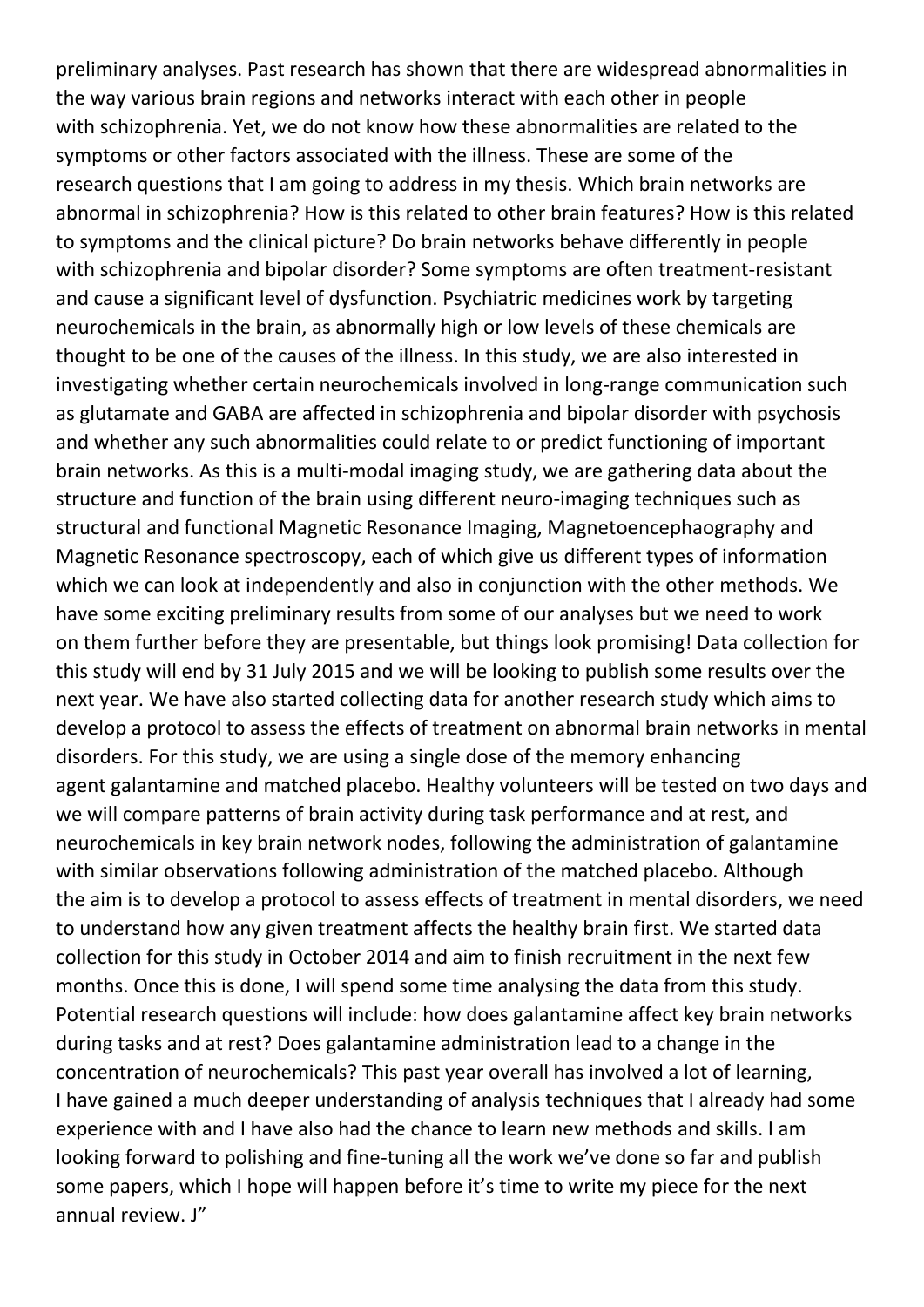preliminary analyses. Past research has shown that there are widespread abnormalities in the way various brain regions and networks interact with each other in people with schizophrenia. Yet, we do not know how these abnormalities are related to the symptoms or other factors associated with the illness. These are some of the research questions that I am going to address in my thesis. Which brain networks are abnormal in schizophrenia? How is this related to other brain features? How is this related to symptoms and the clinical picture? Do brain networks behave differently in people with schizophrenia and bipolar disorder? Some symptoms are often treatment-resistant and cause a significant level of dysfunction. Psychiatric medicines work by targeting neurochemicals in the brain, as abnormally high or low levels of these chemicals are thought to be one of the causes of the illness. In this study, we are also interested in investigating whether certain neurochemicals involved in long-range communication such as glutamate and GABA are affected in schizophrenia and bipolar disorder with psychosis and whether any such abnormalities could relate to or predict functioning of important brain networks. As this is a multi-modal imaging study, we are gathering data about the structure and function of the brain using different neuro-imaging techniques such as structural and functional Magnetic Resonance Imaging, Magnetoencephaography and Magnetic Resonance spectroscopy, each of which give us different types of information which we can look at independently and also in conjunction with the other methods. We have some exciting preliminary results from some of our analyses but we need to work on them further before they are presentable, but things look promising! Data collection for this study will end by 31 July 2015 and we will be looking to publish some results over the next year. We have also started collecting data for another research study which aims to develop a protocol to assess the effects of treatment on abnormal brain networks in mental disorders. For this study, we are using a single dose of the memory enhancing agent galantamine and matched placebo. Healthy volunteers will be tested on two days and we will compare patterns of brain activity during task performance and at rest, and neurochemicals in key brain network nodes, following the administration of galantamine with similar observations following administration of the matched placebo. Although the aim is to develop a protocol to assess effects of treatment in mental disorders, we need to understand how any given treatment affects the healthy brain first. We started data collection for this study in October 2014 and aim to finish recruitment in the next few months. Once this is done, I will spend some time analysing the data from this study. Potential research questions will include: how does galantamine affect key brain networks during tasks and at rest? Does galantamine administration lead to a change in the concentration of neurochemicals? This past year overall has involved a lot of learning, I have gained a much deeper understanding of analysis techniques that I already had some experience with and I have also had the chance to learn new methods and skills. I am looking forward to polishing and fine-tuning all the work we've done so far and publish some papers, which I hope will happen before it's time to write my piece for the next annual review. J"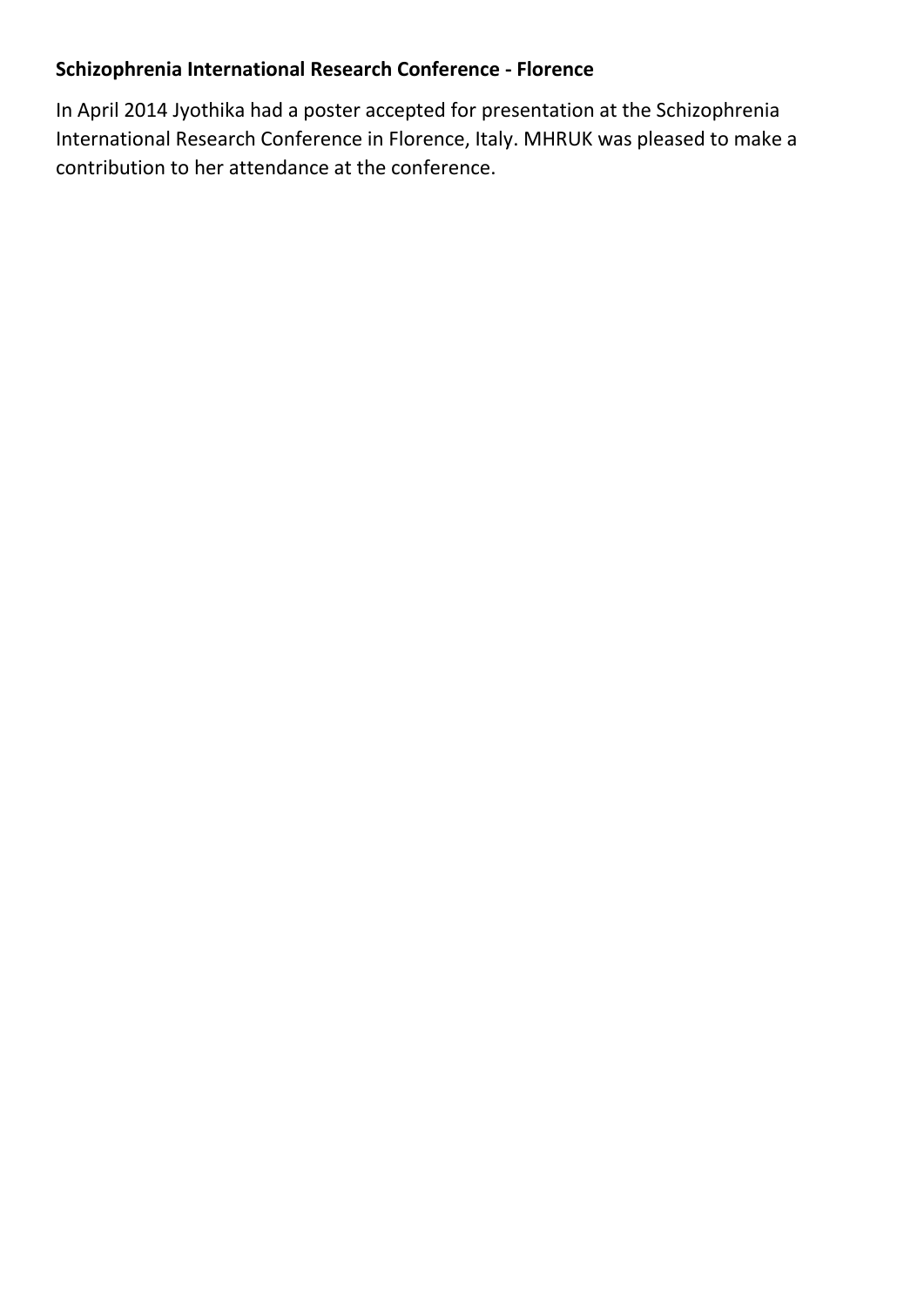**Schizophrenia International Research Conference - Florence**

In April 2014 Jyothika had a poster accepted for presentation at the Schizophrenia International Research Conference in Florence, Italy. MHRUK was pleased to make a contribution to her attendance at the conference.